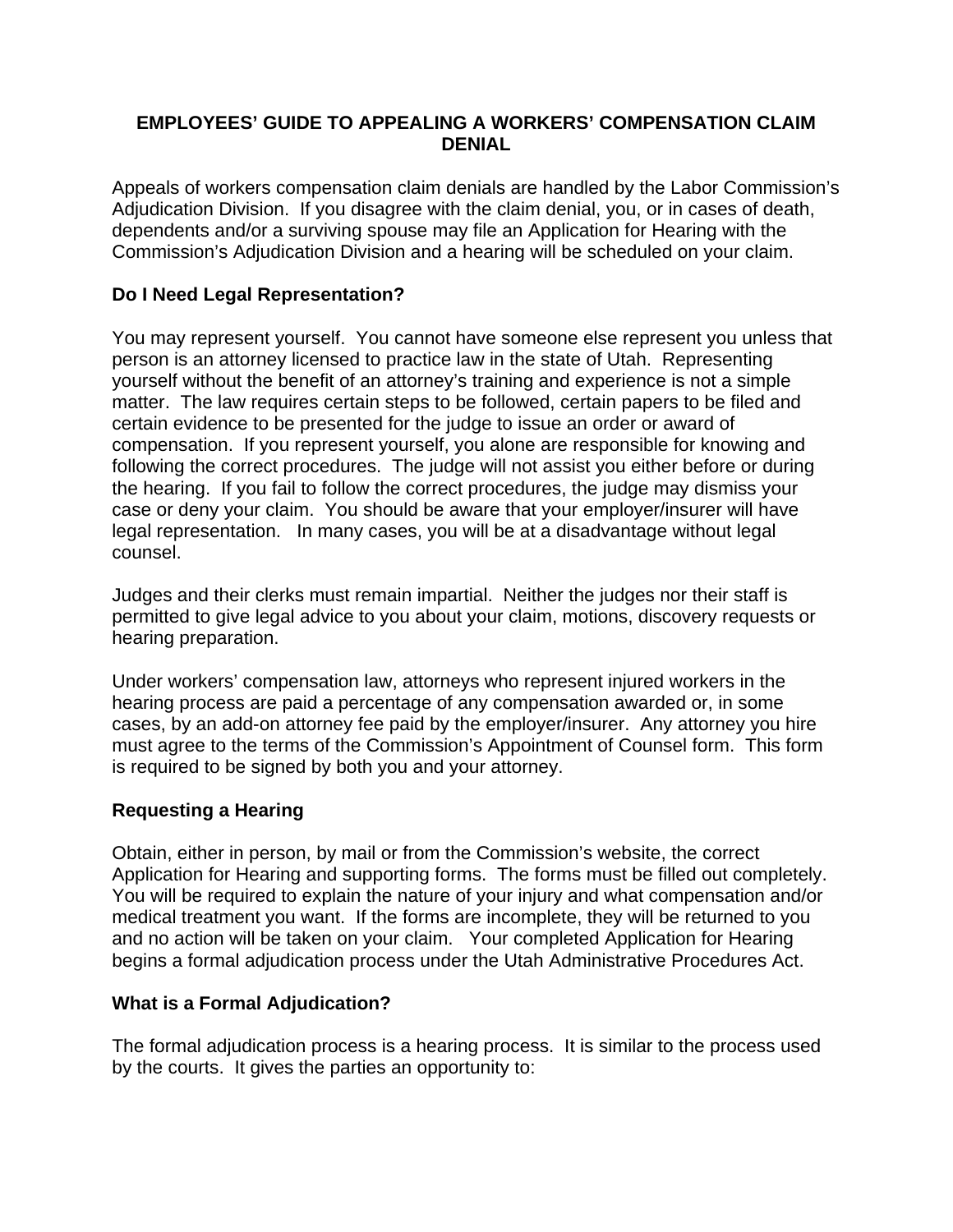# EMPLOYEES' GUIDE TO APPEALING A WORKERS' COMPENSATION CLAIM DENIAL

Appeals of workers compensation claim denials are handled by the Labor Commission's Adjudication Division. If you disagree with the claim denial, you, or in cases of death, dependents and/or a surviving spouse may file an Application for Hearing with the Commission's Adjudication Division and a hearing will be scheduled on your claim.

### Do I Need Legal Representation?

You may represent yourself. You cannot have someone else represent you unless that person is an attorney licensed to practice law in the state of Utah. Representing yourself without the benefit of an attorney's training and experience is not a simple matter. The law requires certain steps to be followed, certain papers to be filed and certain evidence to be presented for the judge to issue an order or award of compensation. If you represent yourself, you alone are responsible for knowing and following the correct procedures. The judge will not assist you either before or during the hearing. If you fail to follow the correct procedures, the judge may dismiss your case or deny your claim. You should be aware that your employer/insurer will have legal representation. In many cases, you will be at a disadvantage without legal counsel.

Judges and their clerks must remain impartial. Neither the judges nor their staff is permitted to give legal advice to you about your claim, motions, discovery requests or hearing preparation.

Under workers' compensation law, attorneys who represent injured workers in the hearing process are paid a percentage of any compensation awarded or, in some cases, by an add-on attorney fee paid by the employer/insurer. Any attorney you hire must agree to the terms of the Commission's Appointment of Counsel form. This form is required to be signed by both you and your attorney.

### Requesting a Hearing

Obtain, either in person, by mail or from the Commission's website, the correct Application for Hearing and supporting forms. The forms must be filled out completely. You will be required to explain the nature of your injury and what compensation and/or medical treatment you want. If the forms are incomplete, they will be returned to you and no action will be taken on your claim. Your completed Application for Hearing begins a formal adjudication process under the Utah Administrative Procedures Act.

### What is a Formal Adjudication?

The formal adjudication process is a hearing process. It is similar to the process used by the courts. It gives the parties an opportunity to: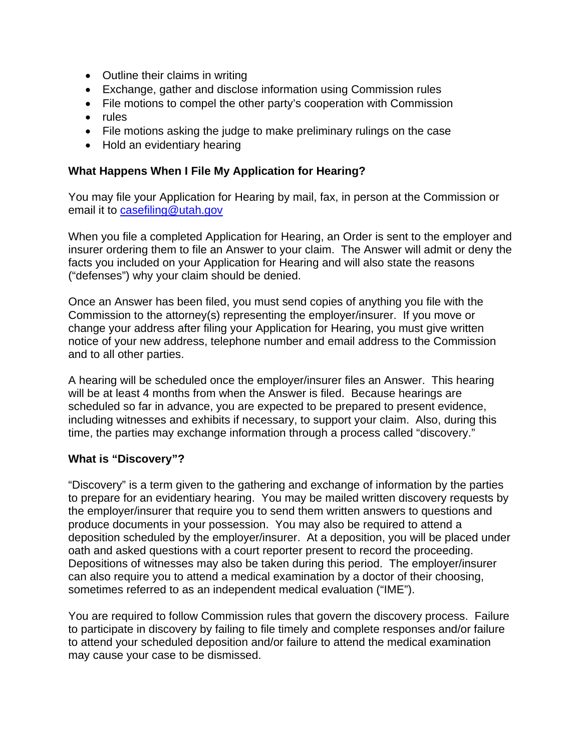- Outline their claims in writing
- Exchange, gather and disclose information using Commission rules
- File motions to compel the other party's cooperation with Commission
- rules
- File motions asking the judge to make preliminary rulings on the case
- Hold an evidentiary hearing

**What Happens When I File My Application for Hearing?**

You may file your Application for Hearing by mail, fax, in person at the Commission or email it to [casefiling@utah.gov](mailto:casefiling@utah.gov)

When you file a completed Application for Hearing, an Order is sent to the employer and insurer ordering them to file an Answer to your claim. The Answer will admit or deny the facts you included on your Application for Hearing and will also state the reasons ("defenses") why your claim should be denied.

Once an Answer has been filed, you must send copies of anything you file with the Commission to the attorney(s) representing the employer/insurer. If you move or change your address after filing your Application for Hearing, you must give written notice of your new address, telephone number and email address to the Commission and to all other parties.

A hearing will be scheduled once the employer/insurer files an Answer. This hearing will be at least 4 months from when the Answer is filed. Because hearings are scheduled so far in advance, you are expected to be prepared to present evidence, including witnesses and exhibits if necessary, to support your claim. Also, during this time, the parties may exchange information through a process called "discovery."

**What is "Discovery"?**

"Discovery" is a term given to the gathering and exchange of information by the parties to prepare for an evidentiary hearing. You may be mailed written discovery requests by the employer/insurer that require you to send them written answers to questions and produce documents in your possession. You may also be required to attend a deposition scheduled by the employer/insurer. At a deposition, you will be placed under oath and asked questions with a court reporter present to record the proceeding. Depositions of witnesses may also be taken during this period. The employer/insurer can also require you to attend a medical examination by a doctor of their choosing, sometimes referred to as an independent medical evaluation ("IME").

You are required to follow Commission rules that govern the discovery process. Failure to participate in discovery by failing to file timely and complete responses and/or failure to attend your scheduled deposition and/or failure to attend the medical examination may cause your case to be dismissed.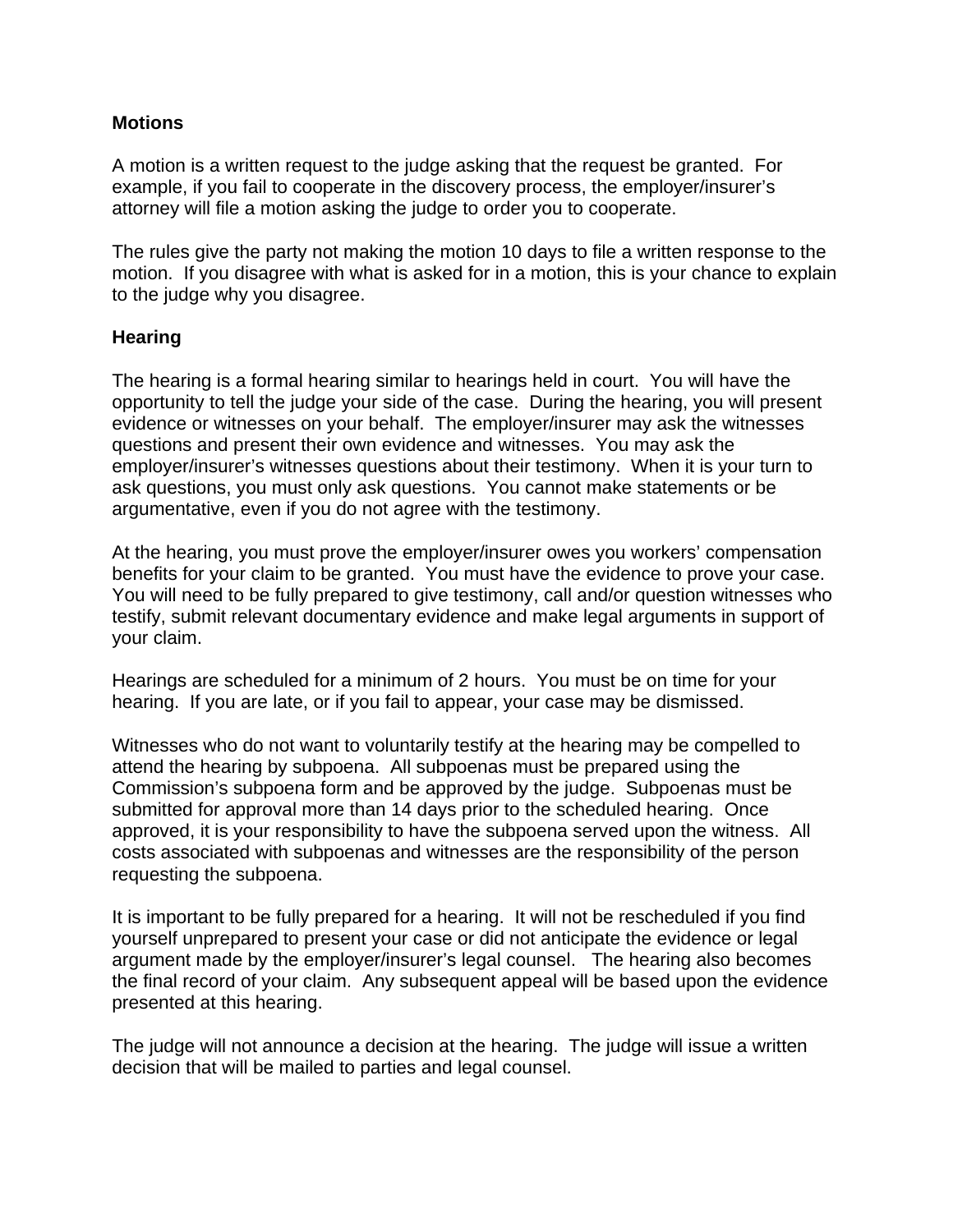**Motions**

A motion is a written request to the judge asking that the request be granted. For example, if you fail to cooperate in the discovery process, the employer/insurer's attorney will file a motion asking the judge to order you to cooperate.

The rules give the party not making the motion 10 days to file a written response to the motion. If you disagree with what is asked for in a motion, this is your chance to explain to the judge why you disagree.

**Hearing**

The hearing is a formal hearing similar to hearings held in court. You will have the opportunity to tell the judge your side of the case. During the hearing, you will present evidence or witnesses on your behalf. The employer/insurer may ask the witnesses questions and present their own evidence and witnesses. You may ask the employer/insurer's witnesses questions about their testimony. When it is your turn to ask questions, you must only ask questions. You cannot make statements or be argumentative, even if you do not agree with the testimony.

At the hearing, you must prove the employer/insurer owes you workers' compensation benefits for your claim to be granted. You must have the evidence to prove your case. You will need to be fully prepared to give testimony, call and/or question witnesses who testify, submit relevant documentary evidence and make legal arguments in support of your claim.

Hearings are scheduled for a minimum of 2 hours. You must be on time for your hearing. If you are late, or if you fail to appear, your case may be dismissed.

Witnesses who do not want to voluntarily testify at the hearing may be compelled to attend the hearing by subpoena. All subpoenas must be prepared using the Commission's subpoena form and be approved by the judge. Subpoenas must be submitted for approval more than 14 days prior to the scheduled hearing. Once approved, it is your responsibility to have the subpoena served upon the witness. All costs associated with subpoenas and witnesses are the responsibility of the person requesting the subpoena.

It is important to be fully prepared for a hearing. It will not be rescheduled if you find yourself unprepared to present your case or did not anticipate the evidence or legal argument made by the employer/insurer's legal counsel. The hearing also becomes the final record of your claim. Any subsequent appeal will be based upon the evidence presented at this hearing.

The judge will not announce a decision at the hearing. The judge will issue a written decision that will be mailed to parties and legal counsel.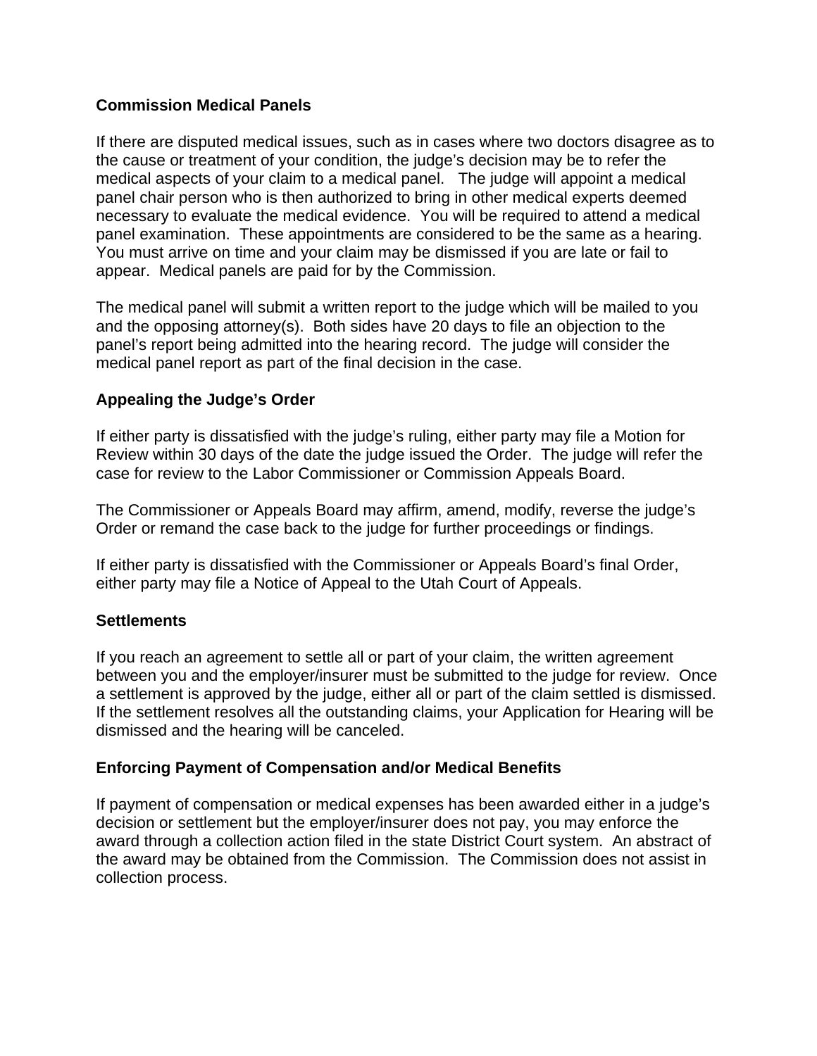**Commission Medical Panels**

If there are disputed medical issues, such as in cases where two doctors disagree as to the cause or treatment of your condition, the judge's decision may be to refer the medical aspects of your claim to a medical panel. The judge will appoint a medical panel chair person who is then authorized to bring in other medical experts deemed necessary to evaluate the medical evidence. You will be required to attend a medical panel examination. These appointments are considered to be the same as a hearing. You must arrive on time and your claim may be dismissed if you are late or fail to appear. Medical panels are paid for by the Commission.

The medical panel will submit a written report to the judge which will be mailed to you and the opposing attorney(s). Both sides have 20 days to file an objection to the panel's report being admitted into the hearing record. The judge will consider the medical panel report as part of the final decision in the case.

**Appealing the Judge's Order**

If either party is dissatisfied with the judge's ruling, either party may file a Motion for Review within 30 days of the date the judge issued the Order. The judge will refer the case for review to the Labor Commissioner or Commission Appeals Board.

The Commissioner or Appeals Board may affirm, amend, modify, reverse the judge's Order or remand the case back to the judge for further proceedings or findings.

If either party is dissatisfied with the Commissioner or Appeals Board's final Order, either party may file a Notice of Appeal to the Utah Court of Appeals.

**Settlements**

If you reach an agreement to settle all or part of your claim, the written agreement between you and the employer/insurer must be submitted to the judge for review. Once a settlement is approved by the judge, either all or part of the claim settled is dismissed. If the settlement resolves all the outstanding claims, your Application for Hearing will be dismissed and the hearing will be canceled.

**Enforcing Payment of Compensation and/or Medical Benefits**

If payment of compensation or medical expenses has been awarded either in a judge's decision or settlement but the employer/insurer does not pay, you may enforce the award through a collection action filed in the state District Court system. An abstract of the award may be obtained from the Commission. The Commission does not assist in collection process.